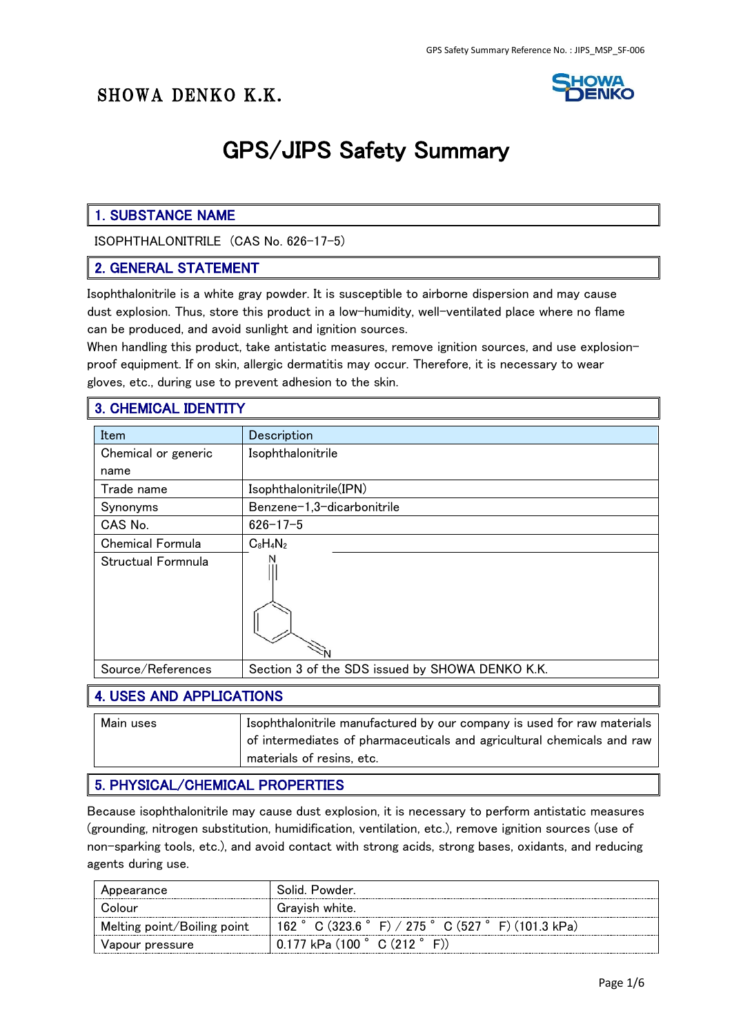SHOWA DENKO K.K.

# GPS/JIPS Safety Summary

## 1. SUBSTANCE NAME

ISOPHTHALONITRILE（CAS No. 626-17-5）

## 2. GENERAL STATEMENT

Isophthalonitrile is a white gray powder. It is susceptible to airborne dispersion and may cause dust explosion. Thus, store this product in a low-humidity, well-ventilated place where no flame can be produced, and avoid sunlight and ignition sources.
When handling this product, take antistatic measures, remove ignition sources, and use explosion-proof equipment. If on skin, allergic dermatitis may occur. Therefore, it is necessary to wear gloves, etc., during use to prevent adhesion to the skin.

## 3. CHEMICAL IDENTITY

| Item | Description |
|---|---|
| Chemical or generic name | Isophthalonitrile |
| Trade name | Isophthalonitrile(IPN) |
| Synonyms | Benzene-1,3-dicarbonitrile |
| CAS No. | 626-17-5 |
| Chemical Formula | $C_8H_4N_2$ |
| Structual Formnula | |
| Source/References | Section 3 of the SDS issued by SHOWA DENKO K.K. |

## 4. USES AND APPLICATIONS

| Main uses | Isophthalonitrile manufactured by our company is used for raw materials of intermediates of pharmaceuticals and agricultural chemicals and raw materials of resins, etc. |
|---|---|

## 5. PHYSICAL/CHEMICAL PROPERTIES

Because isophthalonitrile may cause dust explosion, it is necessary to perform antistatic measures (grounding, nitrogen substitution, humidification, ventilation, etc.), remove ignition sources (use of non-sparking tools, etc.), and avoid contact with strong acids, strong bases, oxidants, and reducing agents during use.

| Appearance | Solid. Powder. |
|---|---|
| Colour | Grayish white. |
| Melting point/Boiling point | 162 ° C (323.6 ° F) / 275 ° C (527 ° F) (101.3 kPa) |
| Vapour pressure | 0.177 kPa (100 ° C (212 ° F)) |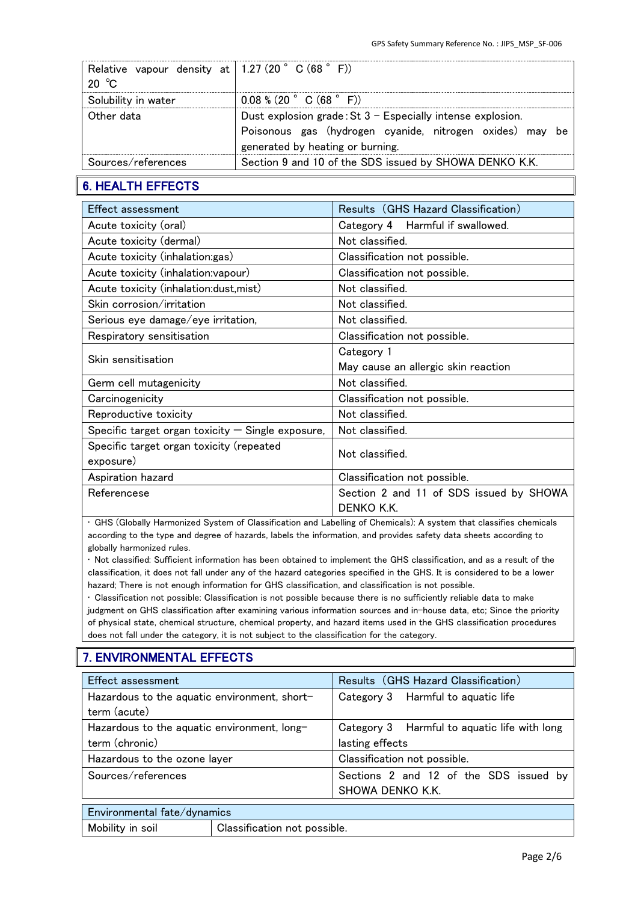| Relative vapour density at 20 ℃ | 1.27 (20 ° C (68 ° F)) |
|---|---|
| Solubility in water | 0.08 % (20 ° C (68 ° F)) |
| Other data | Dust explosion grade : St 3 – Especially intense explosion. Poisonous gas (hydrogen cyanide, nitrogen oxides) may be generated by heating or burning. |
| Sources/references | Section 9 and 10 of the SDS issued by SHOWA DENKO K.K. |

## 6. HEALTH EFFECTS

| Effect assessment | Results（GHS Hazard Classification) |
|---|---|
| Acute toxicity (oral) | Category 4　Harmful if swallowed. |
| Acute toxicity (dermal) | Not classified. |
| Acute toxicity (inhalation:gas) | Classification not possible. |
| Acute toxicity (inhalation:vapour) | Classification not possible. |
| Acute toxicity (inhalation:dust,mist) | Not classified. |
| Skin corrosion/irritation | Not classified. |
| Serious eye damage/eye irritation, | Not classified. |
| Respiratory sensitisation | Classification not possible. |
| Skin sensitisation | Category 1<br>May cause an allergic skin reaction |
| Germ cell mutagenicity | Not classified. |
| Carcinogenicity | Classification not possible. |
| Reproductive toxicity | Not classified. |
| Specific target organ toxicity — Single exposure, | Not classified. |
| Specific target organ toxicity (repeated exposure) | Not classified. |
| Aspiration hazard | Classification not possible. |
| Referencese | Section 2 and 11 of SDS issued by SHOWA DENKO K.K. |

・GHS (Globally Harmonized System of Classification and Labelling of Chemicals): A system that classifies chemicals according to the type and degree of hazards, labels the information, and provides safety data sheets according to globally harmonized rules.
・Not classified: Sufficient information has been obtained to implement the GHS classification, and as a result of the classification, it does not fall under any of the hazard categories specified in the GHS. It is considered to be a lower hazard; There is not enough information for GHS classification, and classification is not possible.
・Classification not possible: Classification is not possible because there is no sufficiently reliable data to make judgment on GHS classification after examining various information sources and in-house data, etc; Since the priority of physical state, chemical structure, chemical property, and hazard items used in the GHS classification procedures does not fall under the category, it is not subject to the classification for the category.

## 7. ENVIRONMENTAL EFFECTS

| Effect assessment | Results（GHS Hazard Classification) |
|---|---|
| Hazardous to the aquatic environment, short-term (acute) | Category 3　Harmful to aquatic life |
| Hazardous to the aquatic environment, long-term (chronic) | Category 3　Harmful to aquatic life with long lasting effects |
| Hazardous to the ozone layer | Classification not possible. |
| Sources/references | Sections 2 and 12 of the SDS issued by SHOWA DENKO K.K. |

| Environmental fate/dynamics | |
|---|---|
| Mobility in soil | Classification not possible. |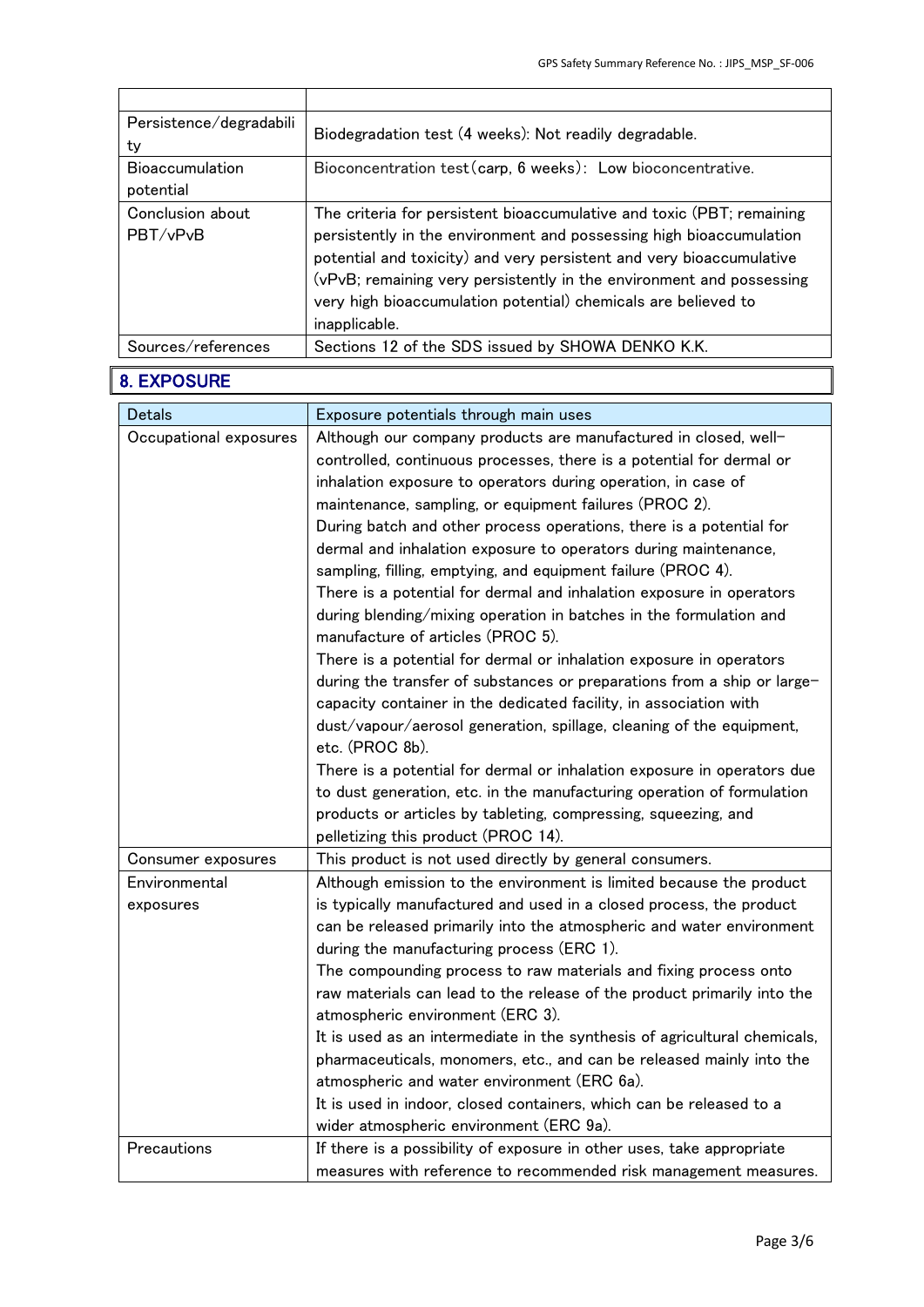| | |
|---|---|
| Persistence/degradability | Biodegradation test (4 weeks): Not readily degradable. |
| Bioaccumulation potential | Bioconcentration test(carp, 6 weeks): Low bioconcentrative. |
| Conclusion about PBT/vPvB | The criteria for persistent bioaccumulative and toxic (PBT; remaining persistently in the environment and possessing high bioaccumulation potential and toxicity) and very persistent and very bioaccumulative (vPvB; remaining very persistently in the environment and possessing very high bioaccumulation potential) chemicals are believed to inapplicable. |
| Sources/references | Sections 12 of the SDS issued by SHOWA DENKO K.K. |

## 8. EXPOSURE

| Detals | Exposure potentials through main uses |
|---|---|
| Occupational exposures | Although our company products are manufactured in closed, well-controlled, continuous processes, there is a potential for dermal or inhalation exposure to operators during operation, in case of maintenance, sampling, or equipment failures (PROC 2).<br>During batch and other process operations, there is a potential for dermal and inhalation exposure to operators during maintenance, sampling, filling, emptying, and equipment failure (PROC 4).<br>There is a potential for dermal and inhalation exposure in operators during blending/mixing operation in batches in the formulation and manufacture of articles (PROC 5).<br>There is a potential for dermal or inhalation exposure in operators during the transfer of substances or preparations from a ship or large-capacity container in the dedicated facility, in association with dust/vapour/aerosol generation, spillage, cleaning of the equipment, etc. (PROC 8b).<br>There is a potential for dermal or inhalation exposure in operators due to dust generation, etc. in the manufacturing operation of formulation products or articles by tableting, compressing, squeezing, and pelletizing this product (PROC 14). |
| Consumer exposures | This product is not used directly by general consumers. |
| Environmental exposures | Although emission to the environment is limited because the product is typically manufactured and used in a closed process, the product can be released primarily into the atmospheric and water environment during the manufacturing process (ERC 1).<br>The compounding process to raw materials and fixing process onto raw materials can lead to the release of the product primarily into the atmospheric environment (ERC 3).<br>It is used as an intermediate in the synthesis of agricultural chemicals, pharmaceuticals, monomers, etc., and can be released mainly into the atmospheric and water environment (ERC 6a).<br>It is used in indoor, closed containers, which can be released to a wider atmospheric environment (ERC 9a). |
| Precautions | If there is a possibility of exposure in other uses, take appropriate measures with reference to recommended risk management measures. |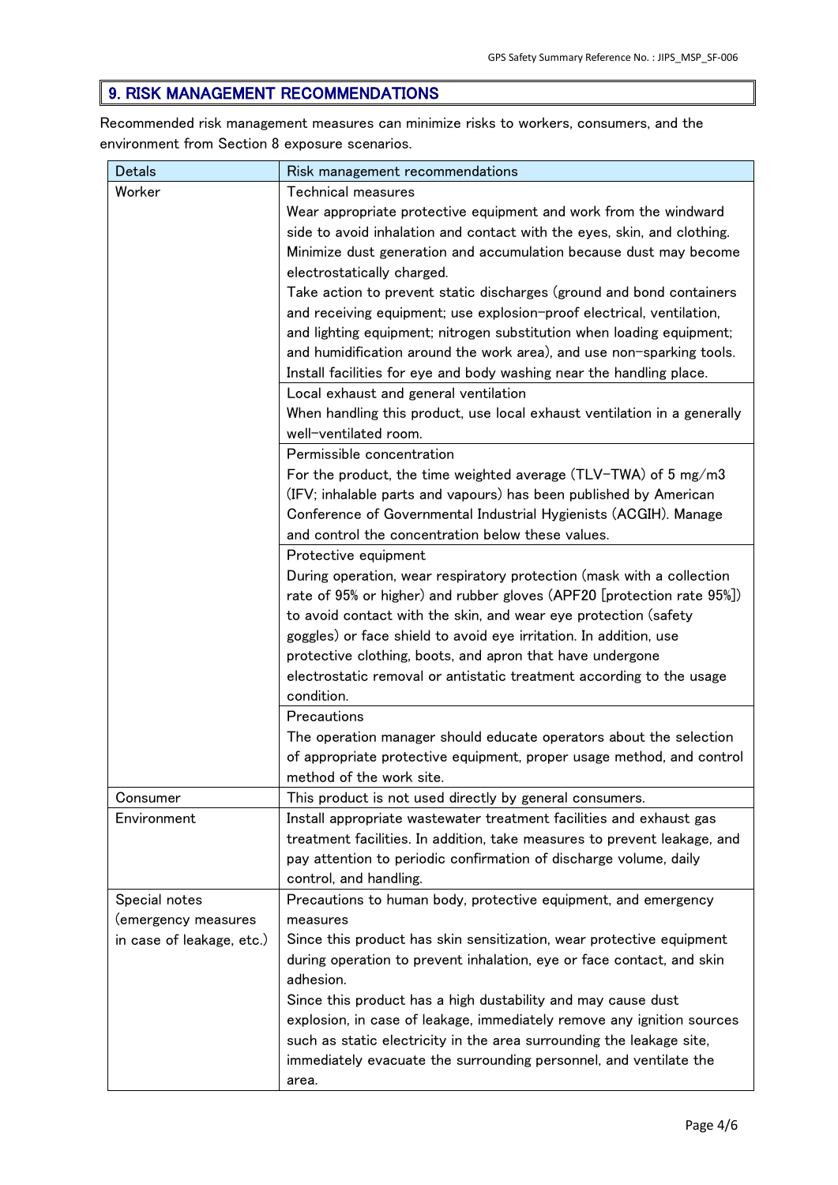## 9. RISK MANAGEMENT RECOMMENDATIONS

Recommended risk management measures can minimize risks to workers, consumers, and the environment from Section 8 exposure scenarios.

| Detals | Risk management recommendations |
|---|---|
| Worker | Technical measures<br>Wear appropriate protective equipment and work from the windward side to avoid inhalation and contact with the eyes, skin, and clothing. Minimize dust generation and accumulation because dust may become electrostatically charged.<br>Take action to prevent static discharges (ground and bond containers and receiving equipment; use explosion-proof electrical, ventilation, and lighting equipment; nitrogen substitution when loading equipment; and humidification around the work area), and use non-sparking tools. Install facilities for eye and body washing near the handling place. |
| | Local exhaust and general ventilation<br>When handling this product, use local exhaust ventilation in a generally well-ventilated room. |
| | Permissible concentration<br>For the product, the time weighted average (TLV-TWA) of 5 mg/m3 (IFV; inhalable parts and vapours) has been published by American Conference of Governmental Industrial Hygienists (ACGIH). Manage and control the concentration below these values. |
| | Protective equipment<br>During operation, wear respiratory protection (mask with a collection rate of 95% or higher) and rubber gloves (APF20 [protection rate 95%]) to avoid contact with the skin, and wear eye protection (safety goggles) or face shield to avoid eye irritation. In addition, use protective clothing, boots, and apron that have undergone electrostatic removal or antistatic treatment according to the usage condition. |
| | Precautions<br>The operation manager should educate operators about the selection of appropriate protective equipment, proper usage method, and control method of the work site. |
| Consumer | This product is not used directly by general consumers. |
| Environment | Install appropriate wastewater treatment facilities and exhaust gas treatment facilities. In addition, take measures to prevent leakage, and pay attention to periodic confirmation of discharge volume, daily control, and handling. |
| Special notes (emergency measures in case of leakage, etc.) | Precautions to human body, protective equipment, and emergency measures<br>Since this product has skin sensitization, wear protective equipment during operation to prevent inhalation, eye or face contact, and skin adhesion.<br>Since this product has a high dustability and may cause dust explosion, in case of leakage, immediately remove any ignition sources such as static electricity in the area surrounding the leakage site, immediately evacuate the surrounding personnel, and ventilate the area. |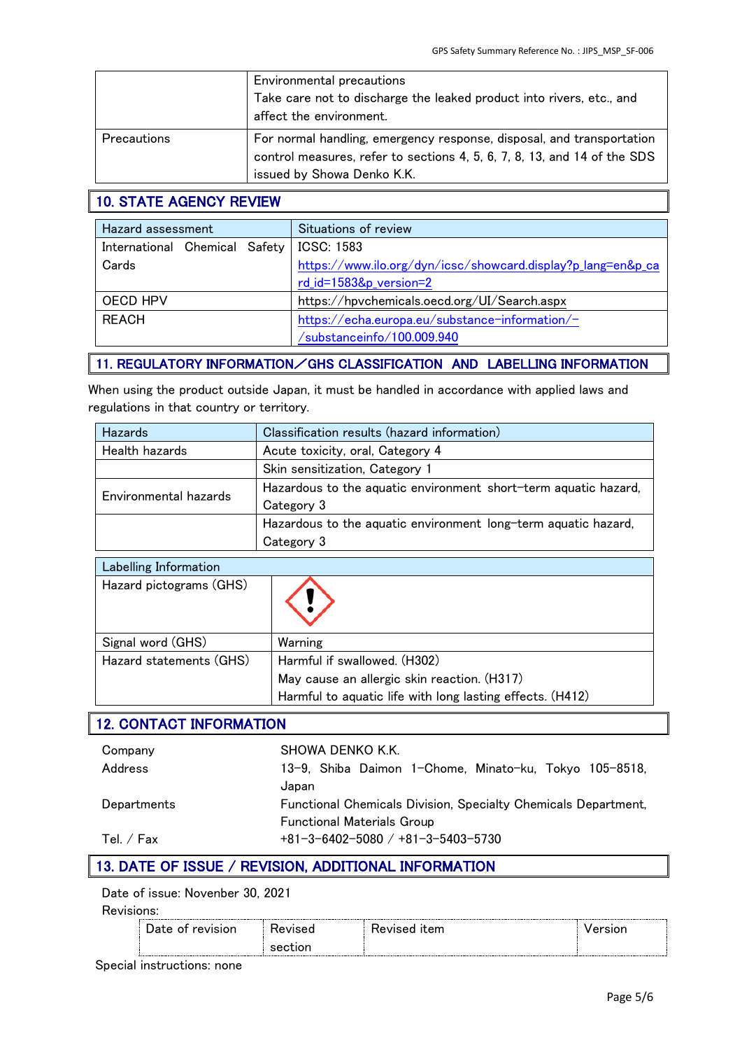| | |
|---|---|
| | Environmental precautions<br>Take care not to discharge the leaked product into rivers, etc., and affect the environment. |
| Precautions | For normal handling, emergency response, disposal, and transportation control measures, refer to sections 4, 5, 6, 7, 8, 13, and 14 of the SDS issued by Showa Denko K.K. |

## 10. STATE AGENCY REVIEW

| Hazard assessment | Situations of review |
|---|---|
| International Chemical Safety Cards | ICSC: 1583<br>https://www.ilo.org/dyn/icsc/showcard.display?p_lang=en&p_card_id=1583&p_version=2 |
| OECD HPV | https://hpvchemicals.oecd.org/UI/Search.aspx |
| REACH | https://echa.europa.eu/substance-information/-/substanceinfo/100.009.940 |

## 11. REGULATORY INFORMATION／GHS CLASSIFICATION AND LABELLING INFORMATION

When using the product outside Japan, it must be handled in accordance with applied laws and regulations in that country or territory.

| Hazards | Classification results (hazard information) |
|---|---|
| Health hazards | Acute toxicity, oral, Category 4 |
| | Skin sensitization, Category 1 |
| Environmental hazards | Hazardous to the aquatic environment short-term aquatic hazard, Category 3 |
| | Hazardous to the aquatic environment long-term aquatic hazard, Category 3 |

| Labelling Information | |
|---|---|
| Hazard pictograms (GHS) | |
| Signal word (GHS) | Warning |
| Hazard statements (GHS) | Harmful if swallowed. (H302)<br>May cause an allergic skin reaction. (H317)<br>Harmful to aquatic life with long lasting effects. (H412) |

## 12. CONTACT INFORMATION

| | |
|---|---|
| Company | SHOWA DENKO K.K. |
| Address | 13-9, Shiba Daimon 1-Chome, Minato-ku, Tokyo 105-8518, Japan |
| Departments | Functional Chemicals Division, Specialty Chemicals Department, Functional Materials Group |
| Tel. / Fax | +81-3-6402-5080 / +81-3-5403-5730 |

## 13. DATE OF ISSUE / REVISION, ADDITIONAL INFORMATION

Date of issue: Novenber 30, 2021

Revisions:

| Date of revision | Revised section | Revised item | Version |
|---|---|---|---|

Special instructions: none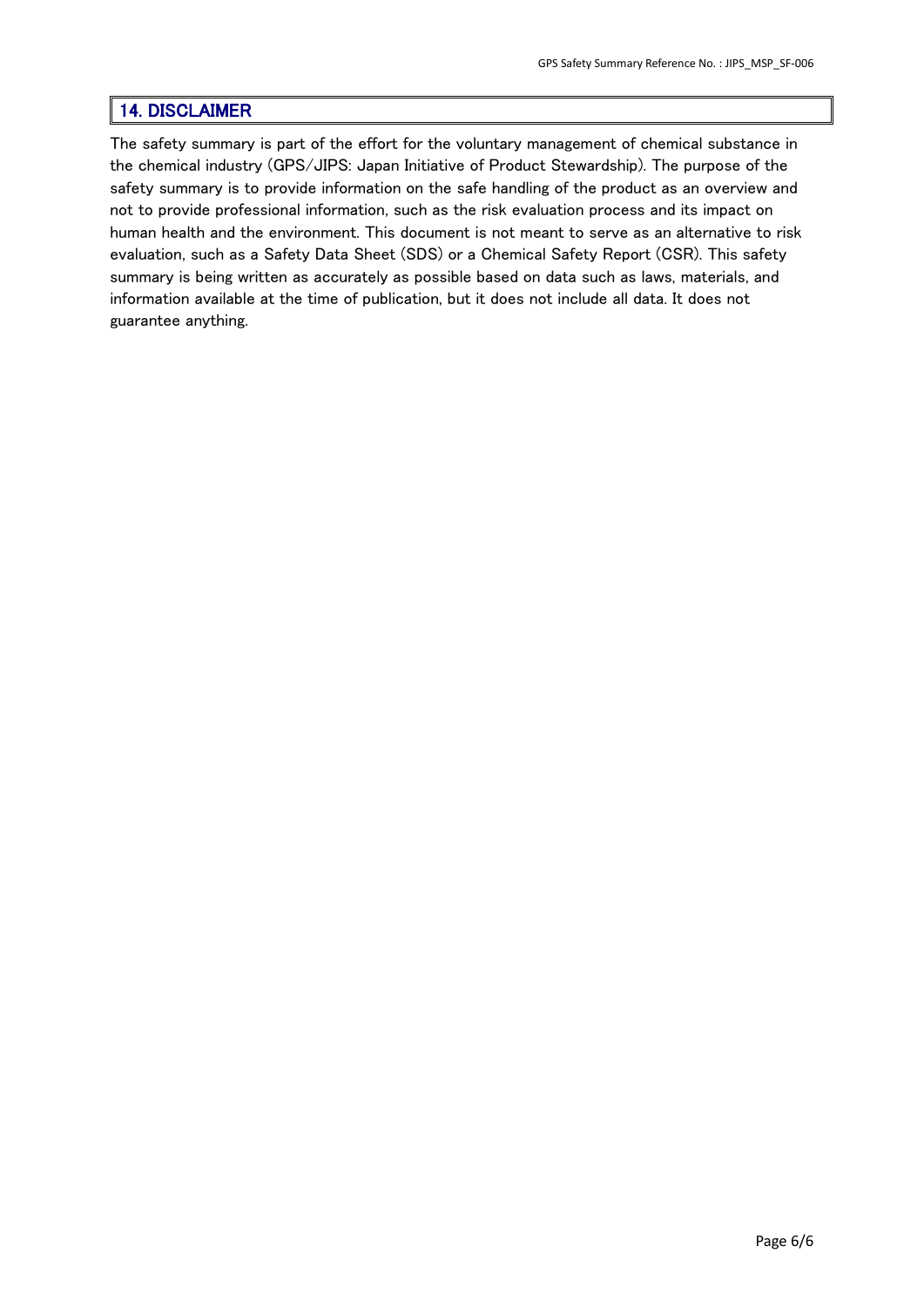## 14. DISCLAIMER

The safety summary is part of the effort for the voluntary management of chemical substance in the chemical industry (GPS/JIPS: Japan Initiative of Product Stewardship). The purpose of the safety summary is to provide information on the safe handling of the product as an overview and not to provide professional information, such as the risk evaluation process and its impact on human health and the environment. This document is not meant to serve as an alternative to risk evaluation, such as a Safety Data Sheet (SDS) or a Chemical Safety Report (CSR). This safety summary is being written as accurately as possible based on data such as laws, materials, and information available at the time of publication, but it does not include all data. It does not guarantee anything.